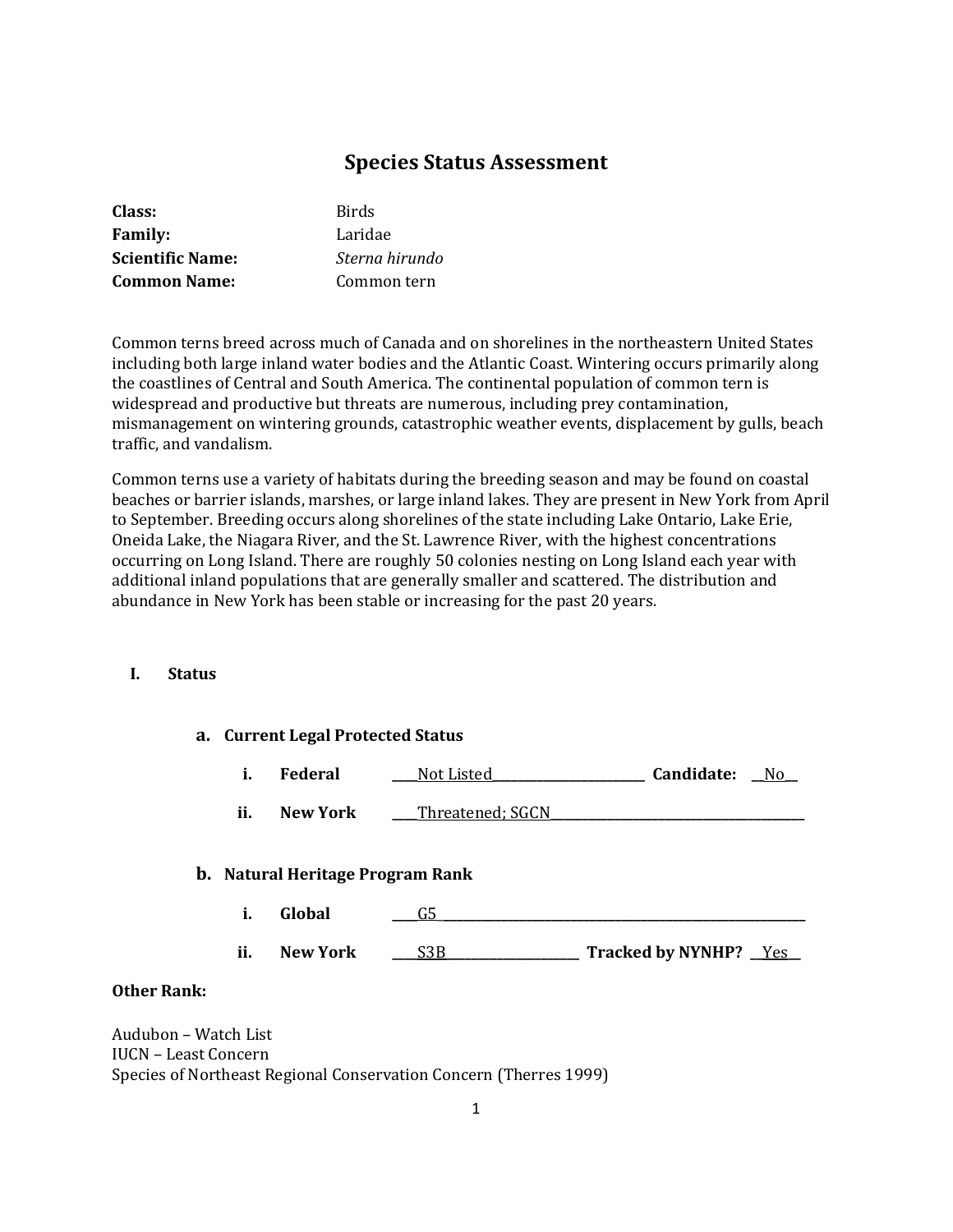# Species Status Assessment

**Class:** Birds
**Family:** Laridae
**Scientific Name:** *Sterna hirundo*
**Common Name:** Common tern

Common terns breed across much of Canada and on shorelines in the northeastern United States including both large inland water bodies and the Atlantic Coast. Wintering occurs primarily along the coastlines of Central and South America. The continental population of common tern is widespread and productive but threats are numerous, including prey contamination, mismanagement on wintering grounds, catastrophic weather events, displacement by gulls, beach traffic, and vandalism.

Common terns use a variety of habitats during the breeding season and may be found on coastal beaches or barrier islands, marshes, or large inland lakes. They are present in New York from April to September. Breeding occurs along shorelines of the state including Lake Ontario, Lake Erie, Oneida Lake, the Niagara River, and the St. Lawrence River, with the highest concentrations occurring on Long Island. There are roughly 50 colonies nesting on Long Island each year with additional inland populations that are generally smaller and scattered. The distribution and abundance in New York has been stable or increasing for the past 20 years.

## I. Status

### a. Current Legal Protected Status

i. **Federal** Not Listed **Candidate:** No

ii. **New York** Threatened; SGCN

### b. Natural Heritage Program Rank

i. **Global** G5

ii. **New York** S3B **Tracked by NYNHP?** Yes

**Other Rank:**

Audubon – Watch List
IUCN – Least Concern
Species of Northeast Regional Conservation Concern (Therres 1999)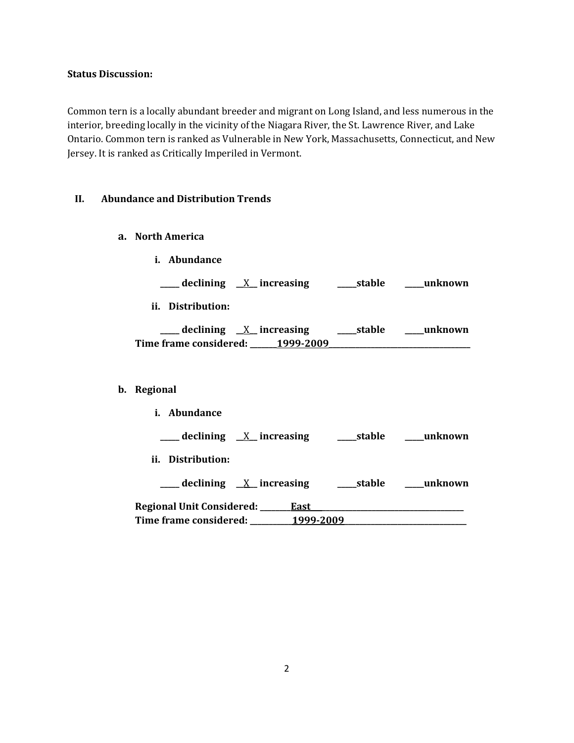**Status Discussion:**

Common tern is a locally abundant breeder and migrant on Long Island, and less numerous in the interior, breeding locally in the vicinity of the Niagara River, the St. Lawrence River, and Lake Ontario. Common tern is ranked as Vulnerable in New York, Massachusetts, Connecticut, and New Jersey. It is ranked as Critically Imperiled in Vermont.

## II. Abundance and Distribution Trends

### a. North America

**i. Abundance**

**_____ declining __X__ increasing _____stable _____unknown**

**ii. Distribution:**

**_____ declining __X__ increasing _____stable _____unknown**

**Time frame considered: _______1999-2009_______**

### b. Regional

**i. Abundance**

**_____ declining __X__ increasing _____stable _____unknown**

**ii. Distribution:**

**_____ declining __X__ increasing _____stable _____unknown**

**Regional Unit Considered: ________East________**

**Time frame considered: ___________1999-2009___________**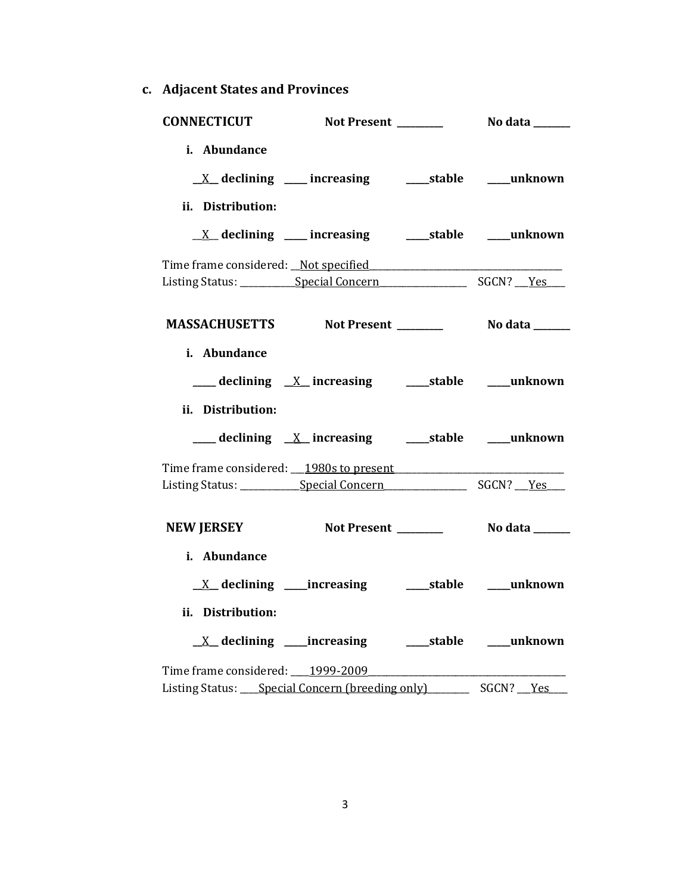### c. Adjacent States and Provinces

**CONNECTICUT** **Not Present \_\_\_\_\_\_\_\_\_** **No data \_\_\_\_\_\_\_**

**i. Abundance**

\_\_X\_\_ **declining** \_\_\_\_\_ **increasing** \_\_\_\_\_**stable** \_\_\_\_\_**unknown**

**ii. Distribution:**

\_\_X\_\_ **declining** \_\_\_\_\_ **increasing** \_\_\_\_\_**stable** \_\_\_\_\_**unknown**

Time frame considered: \_\_Not specified\_\_\_\_\_\_\_\_\_\_\_\_\_\_\_\_\_\_\_\_\_\_\_\_\_\_\_\_\_\_\_\_\_\_\_\_\_\_\_\_\_
Listing Status: \_\_\_\_\_\_\_\_\_\_\_\_Special Concern\_\_\_\_\_\_\_\_\_\_\_\_\_\_\_\_\_\_\_\_ SGCN? \_\_\_Yes\_\_\_\_

**MASSACHUSETTS** **Not Present \_\_\_\_\_\_\_\_\_** **No data \_\_\_\_\_\_\_**

**i. Abundance**

\_\_\_\_\_ **declining** \_\_X\_\_ **increasing** \_\_\_\_\_**stable** \_\_\_\_\_**unknown**

**ii. Distribution:**

\_\_\_\_\_ **declining** \_\_X\_\_ **increasing** \_\_\_\_\_**stable** \_\_\_\_\_**unknown**

Time frame considered: \_\_\_1980s to present\_\_\_\_\_\_\_\_\_\_\_\_\_\_\_\_\_\_\_\_\_\_\_\_\_\_\_\_\_\_\_\_\_\_\_\_
Listing Status: \_\_\_\_\_\_\_\_\_\_\_\_\_Special Concern\_\_\_\_\_\_\_\_\_\_\_\_\_\_\_\_\_\_\_ SGCN? \_\_\_Yes\_\_\_\_

**NEW JERSEY** **Not Present \_\_\_\_\_\_\_\_\_** **No data \_\_\_\_\_\_\_**

**i. Abundance**

\_\_X\_\_ **declining** \_\_\_\_\_**increasing** \_\_\_\_\_**stable** \_\_\_\_\_**unknown**

**ii. Distribution:**

\_\_X\_\_ **declining** \_\_\_\_\_**increasing** \_\_\_\_\_**stable** \_\_\_\_\_**unknown**

Time frame considered: \_\_\_\_1999-2009\_\_\_\_\_\_\_\_\_\_\_\_\_\_\_\_\_\_\_\_\_\_\_\_\_\_\_\_\_\_\_\_\_\_\_\_\_\_\_\_\_\_
Listing Status: \_\_\_\_Special Concern (breeding only)\_\_\_\_\_\_\_\_\_ SGCN? \_\_\_Yes\_\_\_\_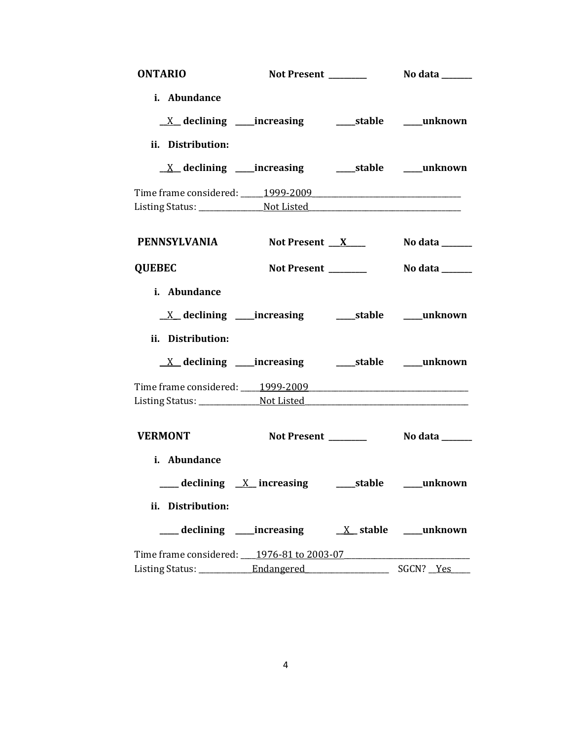**ONTARIO** Not Present _________ No data _______

**i. Abundance**

__X__ **declining** _____**increasing** _____**stable** _____**unknown**

**ii. Distribution:**

__X__ **declining** _____**increasing** _____**stable** _____**unknown**

Time frame considered: ______1999-2009____________________________________

Listing Status: ________________Not Listed_____________________________________

**PENNSYLVANIA** Not Present ___X_____ No data _______

**QUEBEC** Not Present _________ No data _______

**i. Abundance**

__X__ **declining** _____**increasing** _____**stable** _____**unknown**

**ii. Distribution:**

__X__ **declining** _____**increasing** _____**stable** _____**unknown**

Time frame considered: _____1999-2009_________________________________________

Listing Status: _______________Not Listed_________________________________________

**VERMONT** Not Present _________ No data _______

**i. Abundance**

_____ **declining** __X__ **increasing** _____**stable** _____**unknown**

**ii. Distribution:**

_____ **declining** _____**increasing** __X__ **stable** _____**unknown**

Time frame considered: ____1976-81 to 2003-07_______________________________

Listing Status: ______________Endangered_____________________ SGCN? __Yes_____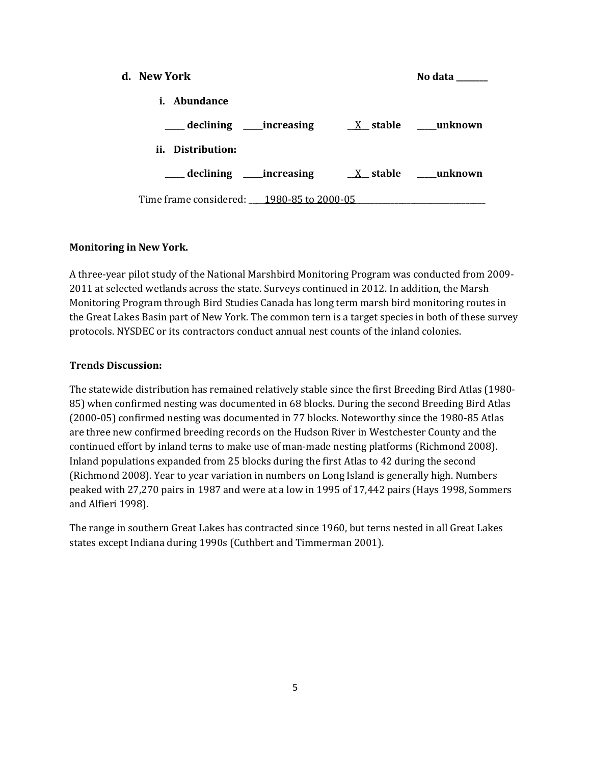**d. New York** **No data ________**

**i. Abundance**

**_____ declining _____increasing __X__ stable _____unknown**

**ii. Distribution:**

**_____ declining _____increasing __X__ stable _____unknown**

Time frame considered: ____1980-85 to 2000-05________________________________

**Monitoring in New York.**

A three-year pilot study of the National Marshbird Monitoring Program was conducted from 2009-2011 at selected wetlands across the state. Surveys continued in 2012. In addition, the Marsh Monitoring Program through Bird Studies Canada has long term marsh bird monitoring routes in the Great Lakes Basin part of New York. The common tern is a target species in both of these survey protocols. NYSDEC or its contractors conduct annual nest counts of the inland colonies.

**Trends Discussion:**

The statewide distribution has remained relatively stable since the first Breeding Bird Atlas (1980-85) when confirmed nesting was documented in 68 blocks. During the second Breeding Bird Atlas (2000-05) confirmed nesting was documented in 77 blocks. Noteworthy since the 1980-85 Atlas are three new confirmed breeding records on the Hudson River in Westchester County and the continued effort by inland terns to make use of man-made nesting platforms (Richmond 2008). Inland populations expanded from 25 blocks during the first Atlas to 42 during the second (Richmond 2008). Year to year variation in numbers on Long Island is generally high. Numbers peaked with 27,270 pairs in 1987 and were at a low in 1995 of 17,442 pairs (Hays 1998, Sommers and Alfieri 1998).

The range in southern Great Lakes has contracted since 1960, but terns nested in all Great Lakes states except Indiana during 1990s (Cuthbert and Timmerman 2001).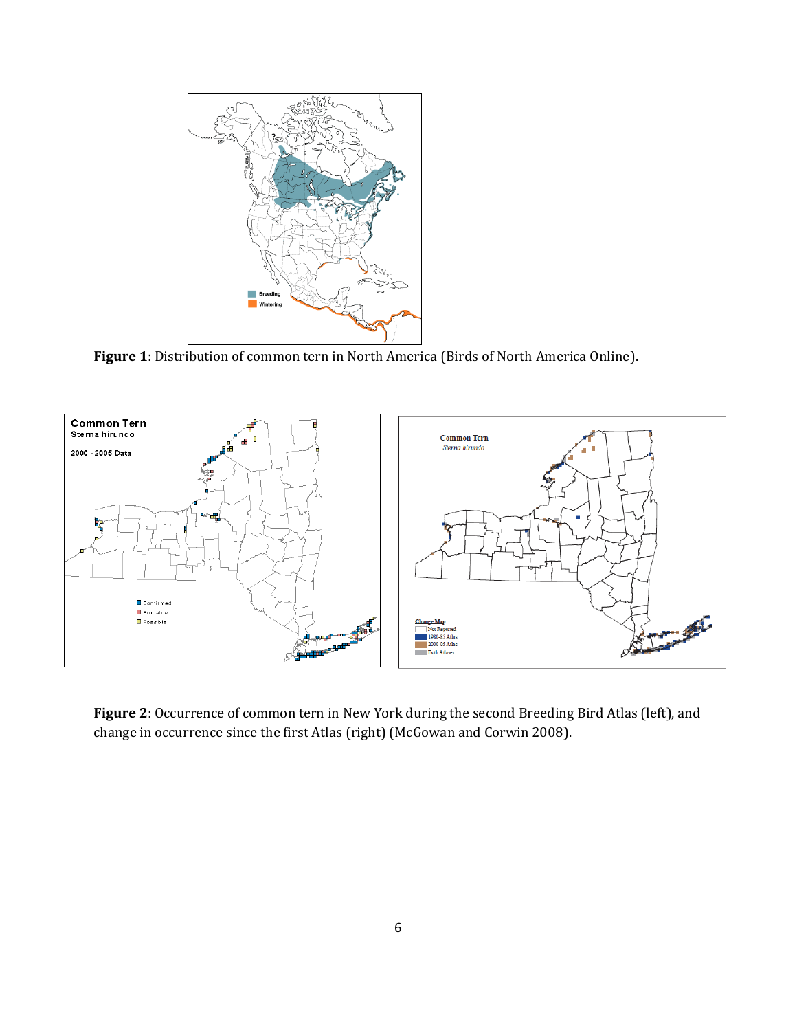**Figure 1**: Distribution of common tern in North America (Birds of North America Online).

**Figure 2**: Occurrence of common tern in New York during the second Breeding Bird Atlas (left), and change in occurrence since the first Atlas (right) (McGowan and Corwin 2008).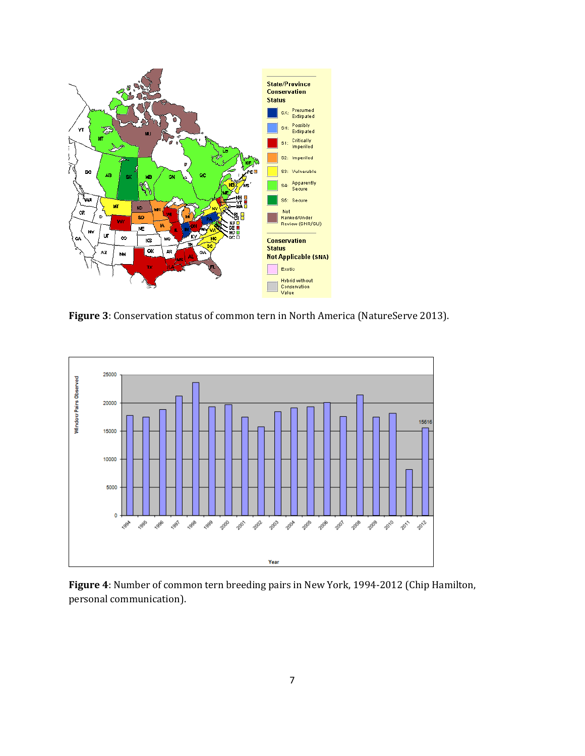**Figure 3**: Conservation status of common tern in North America (NatureServe 2013).

**Figure 4**: Number of common tern breeding pairs in New York, 1994-2012 (Chip Hamilton, personal communication).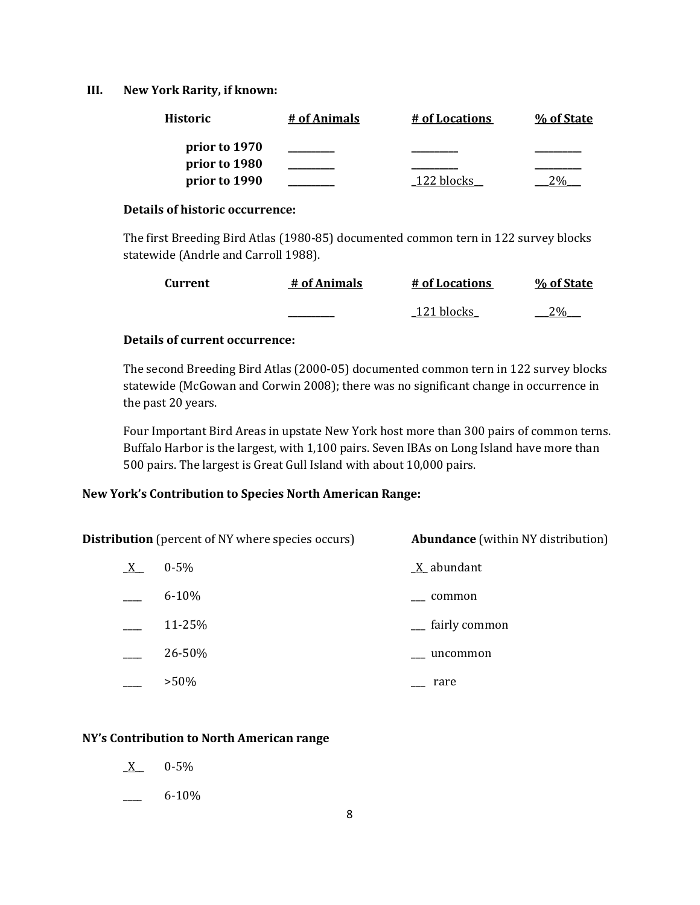### III. New York Rarity, if known:

| Historic | # of Animals | # of Locations | % of State |
|---|---|---|---|
| prior to 1970 | ________ | ________ | ________ |
| prior to 1980 | ________ | ________ | ________ |
| prior to 1990 | ________ | _122 blocks__ | ___2%___ |

**Details of historic occurrence:**

The first Breeding Bird Atlas (1980-85) documented common tern in 122 survey blocks statewide (Andrle and Carroll 1988).

| Current | # of Animals | # of Locations | % of State |
|---|---|---|---|
| | ________ | _121 blocks_ | ___2%___ |

**Details of current occurrence:**

The second Breeding Bird Atlas (2000-05) documented common tern in 122 survey blocks statewide (McGowan and Corwin 2008); there was no significant change in occurrence in the past 20 years.

Four Important Bird Areas in upstate New York host more than 300 pairs of common terns. Buffalo Harbor is the largest, with 1,100 pairs. Seven IBAs on Long Island have more than 500 pairs. The largest is Great Gull Island with about 10,000 pairs.

**New York's Contribution to Species North American Range:**

**Distribution** (percent of NY where species occurs)

_X__ 0-5%

____ 6-10%

____ 11-25%

____ 26-50%

____ >50%

**Abundance** (within NY distribution)

_X_ abundant

___ common

___ fairly common

___ uncommon

___ rare

**NY's Contribution to North American range**

_X__ 0-5%

____ 6-10%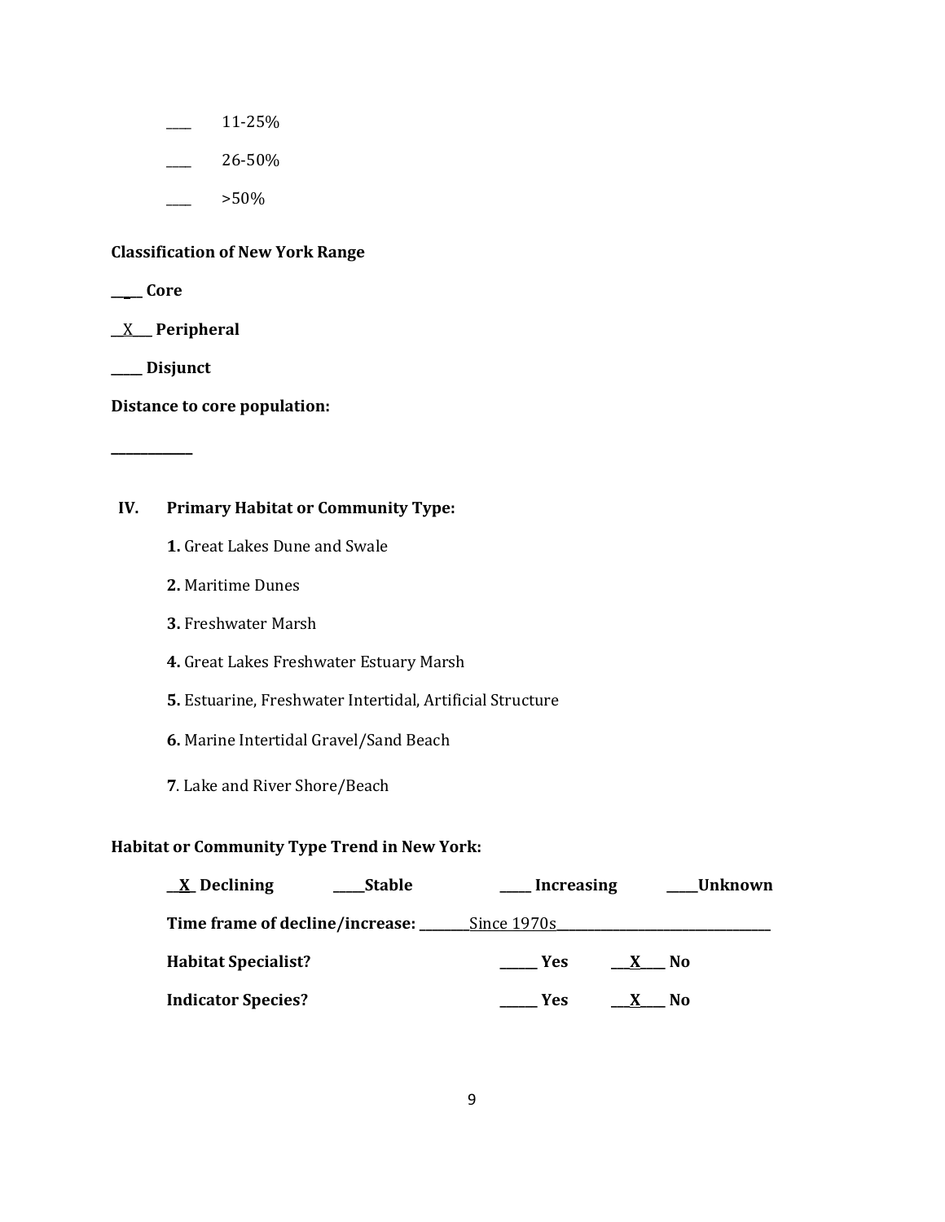____ 11-25%

____ 26-50%

____ >50%

**Classification of New York Range**

**____ Core**

__X___ **Peripheral**

**_____ Disjunct**

**Distance to core population:**

____________

**IV. Primary Habitat or Community Type:**

**1.** Great Lakes Dune and Swale

**2.** Maritime Dunes

**3.** Freshwater Marsh

**4.** Great Lakes Freshwater Estuary Marsh

**5.** Estuarine, Freshwater Intertidal, Artificial Structure

**6.** Marine Intertidal Gravel/Sand Beach

**7**. Lake and River Shore/Beach

**Habitat or Community Type Trend in New York:**

**__X_ Declining     _____Stable     _____ Increasing     _____Unknown**

**Time frame of decline/increase:** ________Since 1970s________________________________

**Habitat Specialist?** **______ Yes     ___X____ No**

**Indicator Species?** **______ Yes     ___X____ No**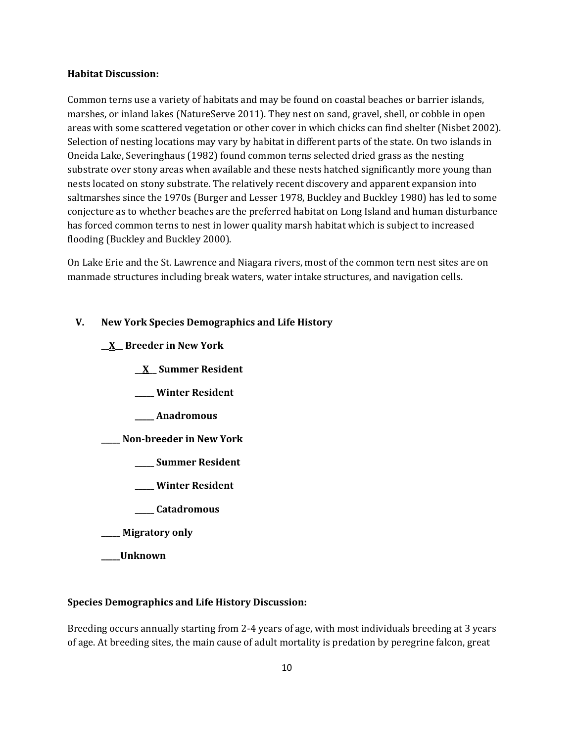**Habitat Discussion:**

Common terns use a variety of habitats and may be found on coastal beaches or barrier islands, marshes, or inland lakes (NatureServe 2011). They nest on sand, gravel, shell, or cobble in open areas with some scattered vegetation or other cover in which chicks can find shelter (Nisbet 2002). Selection of nesting locations may vary by habitat in different parts of the state. On two islands in Oneida Lake, Severinghaus (1982) found common terns selected dried grass as the nesting substrate over stony areas when available and these nests hatched significantly more young than nests located on stony substrate. The relatively recent discovery and apparent expansion into saltmarshes since the 1970s (Burger and Lesser 1978, Buckley and Buckley 1980) has led to some conjecture as to whether beaches are the preferred habitat on Long Island and human disturbance has forced common terns to nest in lower quality marsh habitat which is subject to increased flooding (Buckley and Buckley 2000).

On Lake Erie and the St. Lawrence and Niagara rivers, most of the common tern nest sites are on manmade structures including break waters, water intake structures, and navigation cells.

## V. New York Species Demographics and Life History

**__X__ Breeder in New York**

- **__X__ Summer Resident**
- **_____ Winter Resident**
- **_____ Anadromous**

**_____ Non-breeder in New York**

- **_____ Summer Resident**
- **_____ Winter Resident**
- **_____ Catadromous**

**_____ Migratory only**

**_____Unknown**

**Species Demographics and Life History Discussion:**

Breeding occurs annually starting from 2-4 years of age, with most individuals breeding at 3 years of age. At breeding sites, the main cause of adult mortality is predation by peregrine falcon, great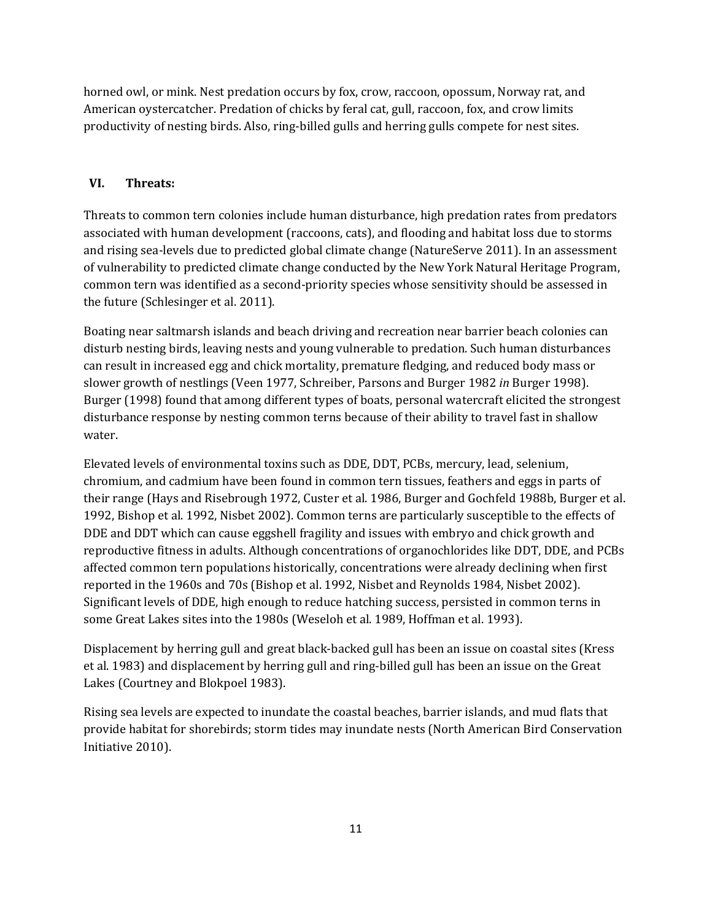horned owl, or mink. Nest predation occurs by fox, crow, raccoon, opossum, Norway rat, and American oystercatcher. Predation of chicks by feral cat, gull, raccoon, fox, and crow limits productivity of nesting birds. Also, ring-billed gulls and herring gulls compete for nest sites.

## VI. Threats:

Threats to common tern colonies include human disturbance, high predation rates from predators associated with human development (raccoons, cats), and flooding and habitat loss due to storms and rising sea-levels due to predicted global climate change (NatureServe 2011). In an assessment of vulnerability to predicted climate change conducted by the New York Natural Heritage Program, common tern was identified as a second-priority species whose sensitivity should be assessed in the future (Schlesinger et al. 2011).

Boating near saltmarsh islands and beach driving and recreation near barrier beach colonies can disturb nesting birds, leaving nests and young vulnerable to predation. Such human disturbances can result in increased egg and chick mortality, premature fledging, and reduced body mass or slower growth of nestlings (Veen 1977, Schreiber, Parsons and Burger 1982 *in* Burger 1998). Burger (1998) found that among different types of boats, personal watercraft elicited the strongest disturbance response by nesting common terns because of their ability to travel fast in shallow water.

Elevated levels of environmental toxins such as DDE, DDT, PCBs, mercury, lead, selenium, chromium, and cadmium have been found in common tern tissues, feathers and eggs in parts of their range (Hays and Risebrough 1972, Custer et al. 1986, Burger and Gochfeld 1988b, Burger et al. 1992, Bishop et al. 1992, Nisbet 2002). Common terns are particularly susceptible to the effects of DDE and DDT which can cause eggshell fragility and issues with embryo and chick growth and reproductive fitness in adults. Although concentrations of organochlorides like DDT, DDE, and PCBs affected common tern populations historically, concentrations were already declining when first reported in the 1960s and 70s (Bishop et al. 1992, Nisbet and Reynolds 1984, Nisbet 2002). Significant levels of DDE, high enough to reduce hatching success, persisted in common terns in some Great Lakes sites into the 1980s (Weseloh et al. 1989, Hoffman et al. 1993).

Displacement by herring gull and great black-backed gull has been an issue on coastal sites (Kress et al. 1983) and displacement by herring gull and ring-billed gull has been an issue on the Great Lakes (Courtney and Blokpoel 1983).

Rising sea levels are expected to inundate the coastal beaches, barrier islands, and mud flats that provide habitat for shorebirds; storm tides may inundate nests (North American Bird Conservation Initiative 2010).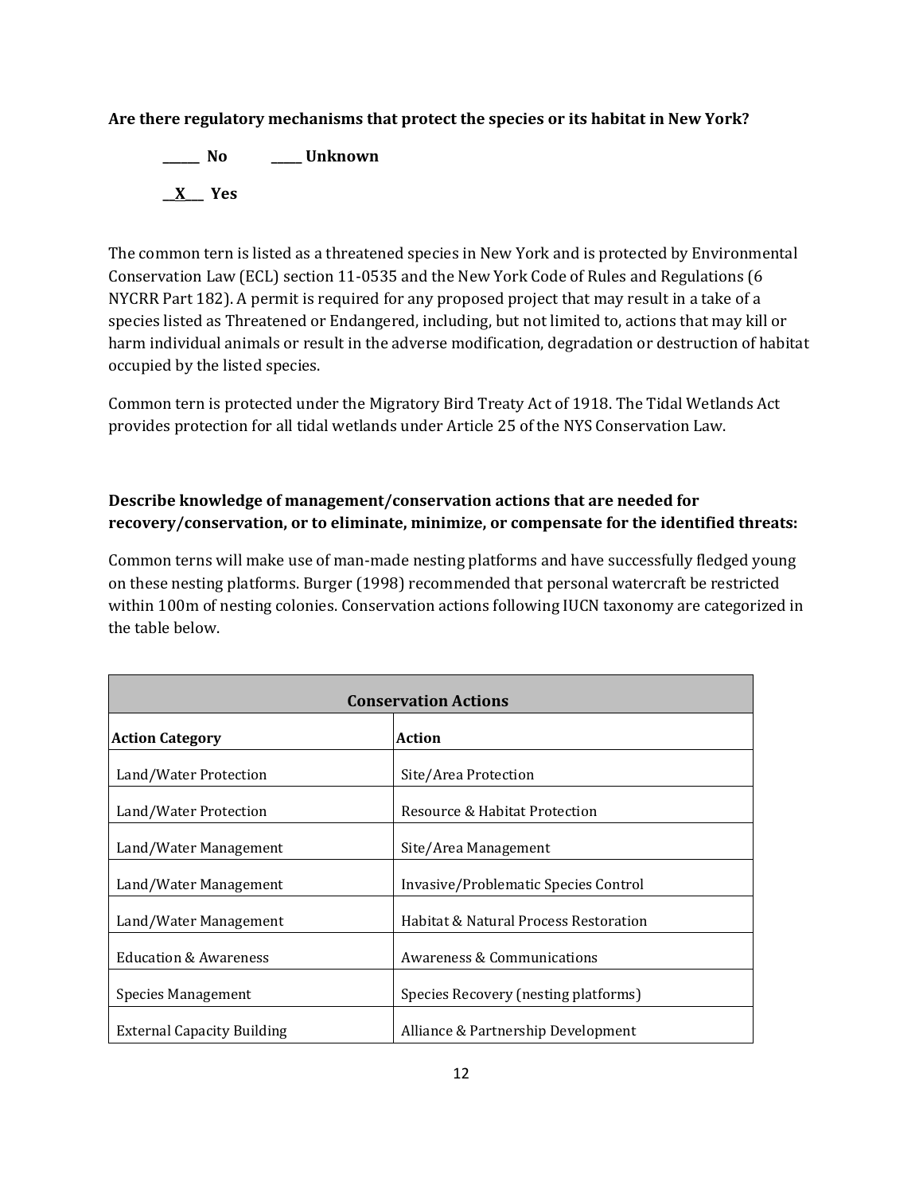**Are there regulatory mechanisms that protect the species or its habitat in New York?**

**______ No** **_____ Unknown**

**__X___ Yes**

The common tern is listed as a threatened species in New York and is protected by Environmental Conservation Law (ECL) section 11-0535 and the New York Code of Rules and Regulations (6 NYCRR Part 182). A permit is required for any proposed project that may result in a take of a species listed as Threatened or Endangered, including, but not limited to, actions that may kill or harm individual animals or result in the adverse modification, degradation or destruction of habitat occupied by the listed species.

Common tern is protected under the Migratory Bird Treaty Act of 1918. The Tidal Wetlands Act provides protection for all tidal wetlands under Article 25 of the NYS Conservation Law.

**Describe knowledge of management/conservation actions that are needed for recovery/conservation, or to eliminate, minimize, or compensate for the identified threats:**

Common terns will make use of man-made nesting platforms and have successfully fledged young on these nesting platforms. Burger (1998) recommended that personal watercraft be restricted within 100m of nesting colonies. Conservation actions following IUCN taxonomy are categorized in the table below.

| **Conservation Actions** | |
|---|---|
| **Action Category** | **Action** |
| Land/Water Protection | Site/Area Protection |
| Land/Water Protection | Resource & Habitat Protection |
| Land/Water Management | Site/Area Management |
| Land/Water Management | Invasive/Problematic Species Control |
| Land/Water Management | Habitat & Natural Process Restoration |
| Education & Awareness | Awareness & Communications |
| Species Management | Species Recovery (nesting platforms) |
| External Capacity Building | Alliance & Partnership Development |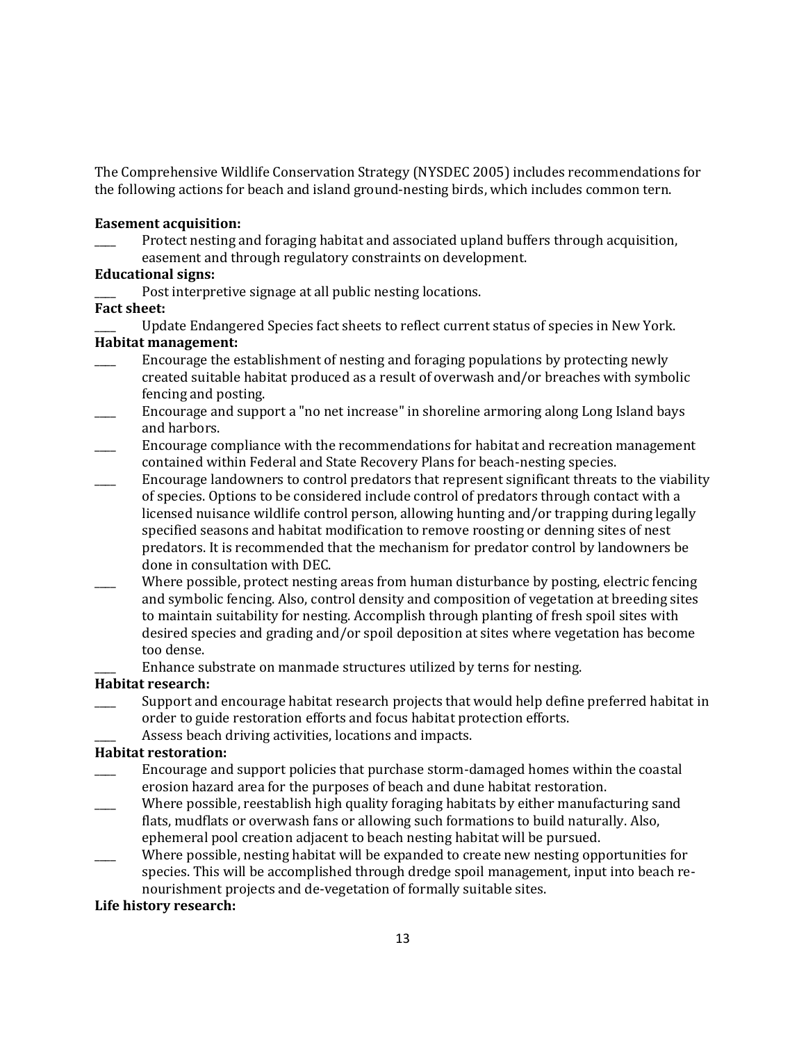The Comprehensive Wildlife Conservation Strategy (NYSDEC 2005) includes recommendations for the following actions for beach and island ground-nesting birds, which includes common tern.

**Easement acquisition:**

____ Protect nesting and foraging habitat and associated upland buffers through acquisition, easement and through regulatory constraints on development.

**Educational signs:**

____ Post interpretive signage at all public nesting locations.

**Fact sheet:**

____ Update Endangered Species fact sheets to reflect current status of species in New York.

**Habitat management:**

____ Encourage the establishment of nesting and foraging populations by protecting newly created suitable habitat produced as a result of overwash and/or breaches with symbolic fencing and posting.

____ Encourage and support a "no net increase" in shoreline armoring along Long Island bays and harbors.

____ Encourage compliance with the recommendations for habitat and recreation management contained within Federal and State Recovery Plans for beach-nesting species.

____ Encourage landowners to control predators that represent significant threats to the viability of species. Options to be considered include control of predators through contact with a licensed nuisance wildlife control person, allowing hunting and/or trapping during legally specified seasons and habitat modification to remove roosting or denning sites of nest predators. It is recommended that the mechanism for predator control by landowners be done in consultation with DEC.

____ Where possible, protect nesting areas from human disturbance by posting, electric fencing and symbolic fencing. Also, control density and composition of vegetation at breeding sites to maintain suitability for nesting. Accomplish through planting of fresh spoil sites with desired species and grading and/or spoil deposition at sites where vegetation has become too dense.

____ Enhance substrate on manmade structures utilized by terns for nesting.

**Habitat research:**

____ Support and encourage habitat research projects that would help define preferred habitat in order to guide restoration efforts and focus habitat protection efforts.

____ Assess beach driving activities, locations and impacts.

**Habitat restoration:**

____ Encourage and support policies that purchase storm-damaged homes within the coastal erosion hazard area for the purposes of beach and dune habitat restoration.

____ Where possible, reestablish high quality foraging habitats by either manufacturing sand flats, mudflats or overwash fans or allowing such formations to build naturally. Also, ephemeral pool creation adjacent to beach nesting habitat will be pursued.

____ Where possible, nesting habitat will be expanded to create new nesting opportunities for species. This will be accomplished through dredge spoil management, input into beach re-nourishment projects and de-vegetation of formally suitable sites.

**Life history research:**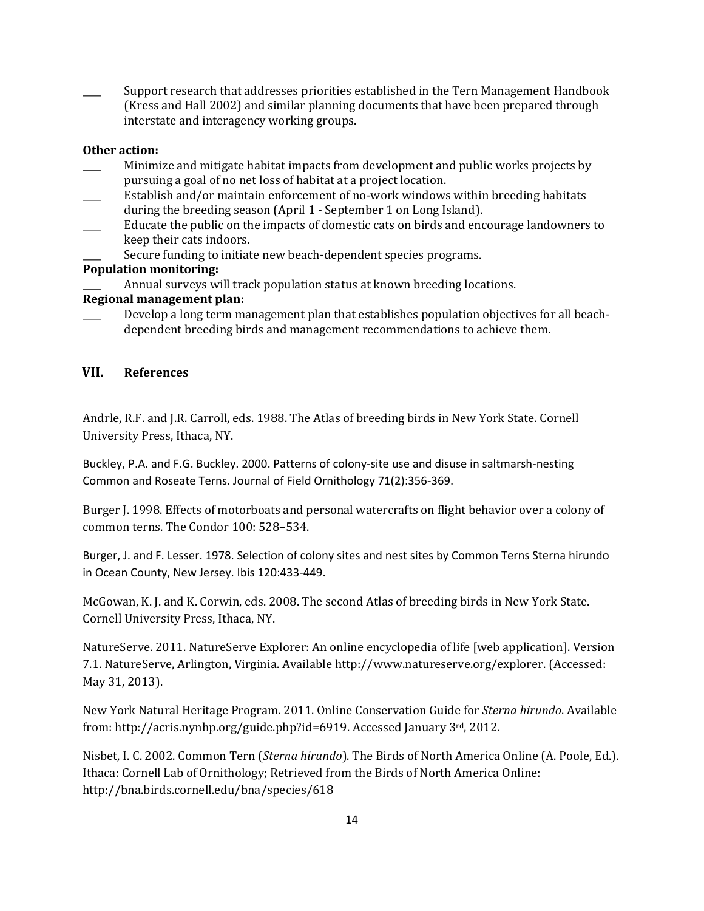____ Support research that addresses priorities established in the Tern Management Handbook (Kress and Hall 2002) and similar planning documents that have been prepared through interstate and interagency working groups.

**Other action:**

____ Minimize and mitigate habitat impacts from development and public works projects by pursuing a goal of no net loss of habitat at a project location.

____ Establish and/or maintain enforcement of no-work windows within breeding habitats during the breeding season (April 1 - September 1 on Long Island).

____ Educate the public on the impacts of domestic cats on birds and encourage landowners to keep their cats indoors.

____ Secure funding to initiate new beach-dependent species programs.

**Population monitoring:**

____ Annual surveys will track population status at known breeding locations.

**Regional management plan:**

____ Develop a long term management plan that establishes population objectives for all beach-dependent breeding birds and management recommendations to achieve them.

## VII. References

Andrle, R.F. and J.R. Carroll, eds. 1988. The Atlas of breeding birds in New York State. Cornell University Press, Ithaca, NY.

Buckley, P.A. and F.G. Buckley. 2000. Patterns of colony-site use and disuse in saltmarsh-nesting Common and Roseate Terns. Journal of Field Ornithology 71(2):356-369.

Burger J. 1998. Effects of motorboats and personal watercrafts on flight behavior over a colony of common terns. The Condor 100: 528–534.

Burger, J. and F. Lesser. 1978. Selection of colony sites and nest sites by Common Terns Sterna hirundo in Ocean County, New Jersey. Ibis 120:433-449.

McGowan, K. J. and K. Corwin, eds. 2008. The second Atlas of breeding birds in New York State. Cornell University Press, Ithaca, NY.

NatureServe. 2011. NatureServe Explorer: An online encyclopedia of life [web application]. Version 7.1. NatureServe, Arlington, Virginia. Available http://www.natureserve.org/explorer. (Accessed: May 31, 2013).

New York Natural Heritage Program. 2011. Online Conservation Guide for *Sterna hirundo*. Available from: http://acris.nynhp.org/guide.php?id=6919. Accessed January 3rd, 2012.

Nisbet, I. C. 2002. Common Tern (*Sterna hirundo*). The Birds of North America Online (A. Poole, Ed.). Ithaca: Cornell Lab of Ornithology; Retrieved from the Birds of North America Online: http://bna.birds.cornell.edu/bna/species/618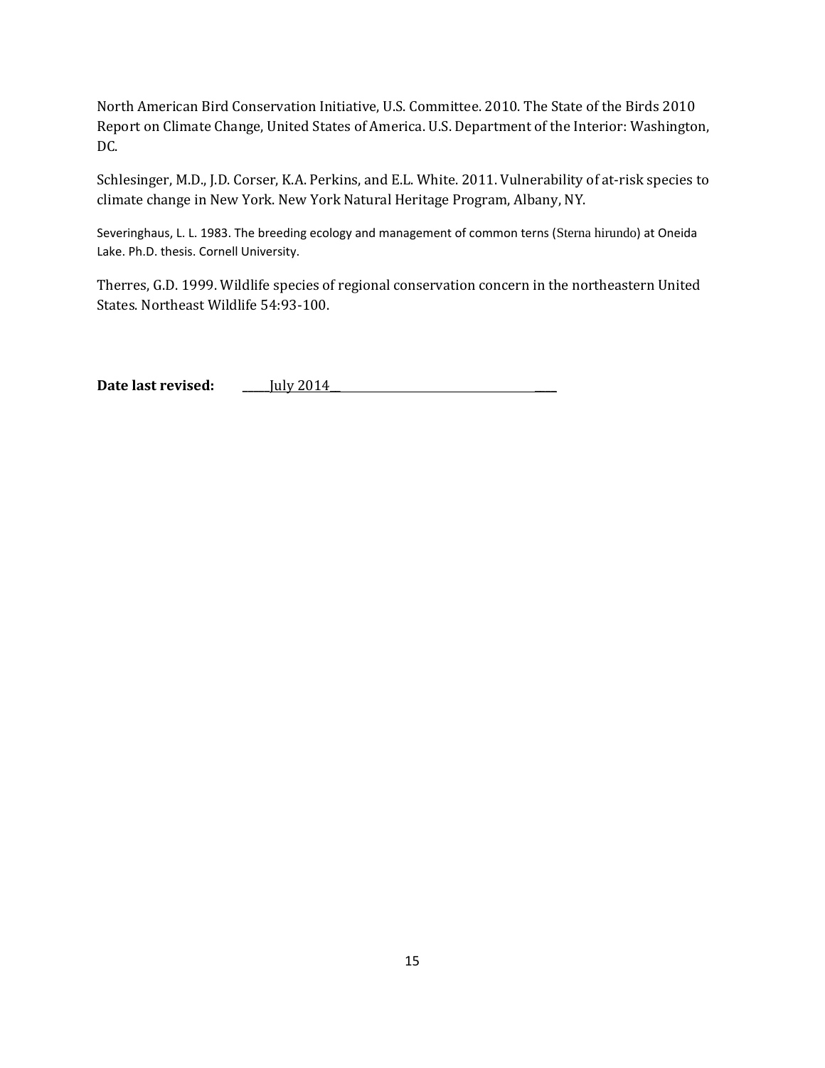North American Bird Conservation Initiative, U.S. Committee. 2010. The State of the Birds 2010 Report on Climate Change, United States of America. U.S. Department of the Interior: Washington, DC.

Schlesinger, M.D., J.D. Corser, K.A. Perkins, and E.L. White. 2011. Vulnerability of at-risk species to climate change in New York. New York Natural Heritage Program, Albany, NY.

Severinghaus, L. L. 1983. The breeding ecology and management of common terns (Sterna hirundo) at Oneida Lake. Ph.D. thesis. Cornell University.

Therres, G.D. 1999. Wildlife species of regional conservation concern in the northeastern United States. Northeast Wildlife 54:93-100.

**Date last revised:** July 2014